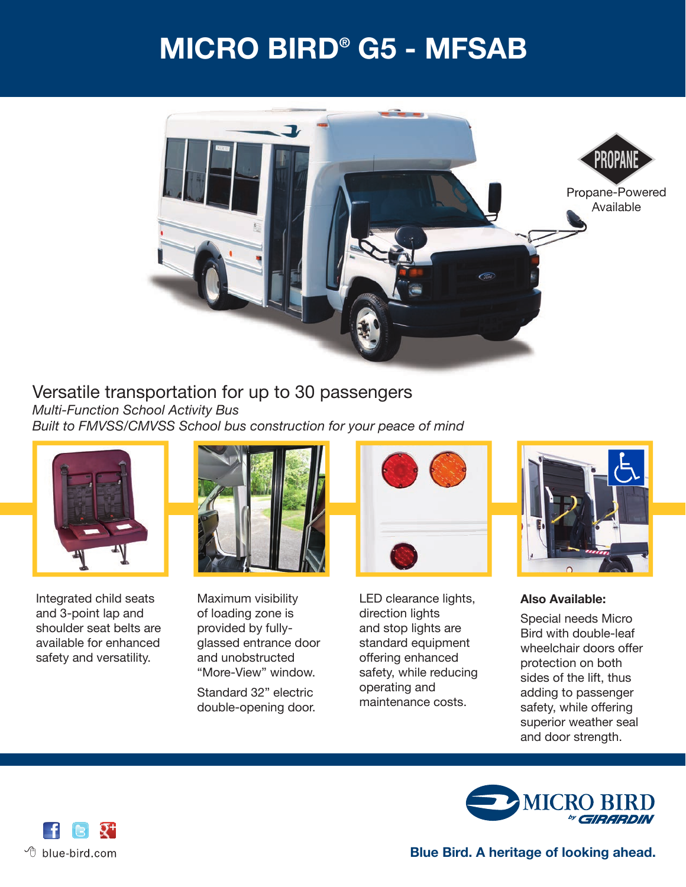# MICRO BIRD® G5 - MFSAB

PROPANE

Propane-Powered Available

## Versatile transportation for up to 30 passengers

*Multi-Function School Activity Bus*

*Built to FMVSS/CMVSS School bus construction for your peace of mind*

Integrated child seats and 3-point lap and shoulder seat belts are available for enhanced safety and versatility.

Maximum visibility of loading zone is provided by fully-glassed entrance door and unobstructed "More-View" window.

Standard 32" electric double-opening door.

LED clearance lights, direction lights and stop lights are standard equipment offering enhanced safety, while reducing operating and maintenance costs.

**Also Available:**

Special needs Micro Bird with double-leaf wheelchair doors offer protection on both sides of the lift, thus adding to passenger safety, while offering superior weather seal and door strength.

MICRO BIRD by GIRARDIN

blue-bird.com

**Blue Bird. A heritage of looking ahead.**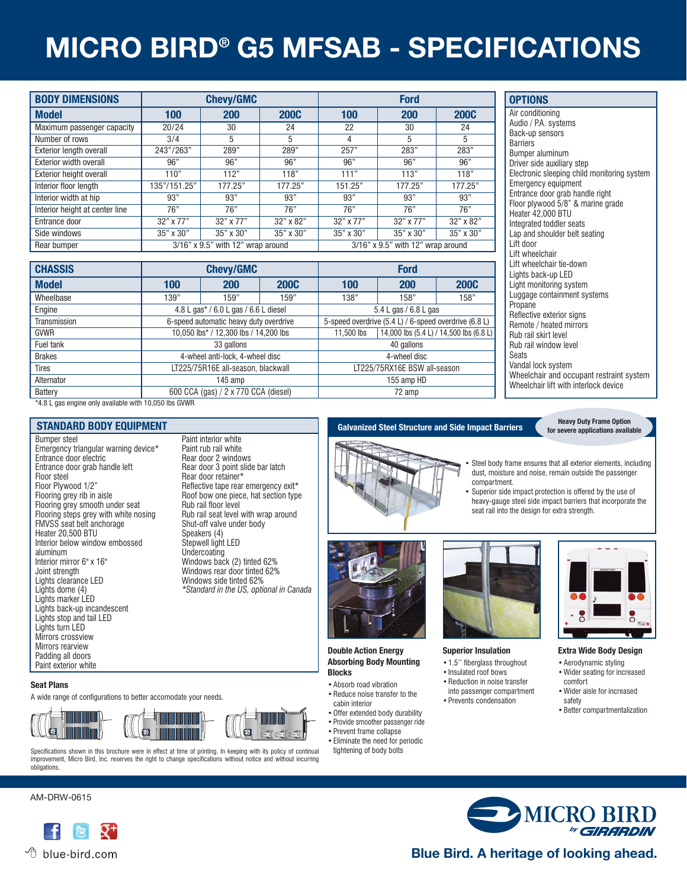# MICRO BIRD® G5 MFSAB - SPECIFICATIONS

| BODY DIMENSIONS | Chevy/GMC | | | Ford | | |
|---|---|---|---|---|---|---|
| **Model** | **100** | **200** | **200C** | **100** | **200** | **200C** |
| Maximum passenger capacity | 20/24 | 30 | 24 | 22 | 30 | 24 |
| Number of rows | 3/4 | 5 | 5 | 4 | 5 | 5 |
| Exterior length overall | 243"/263" | 289" | 289" | 257" | 283" | 283" |
| Exterior width overall | 96" | 96" | 96" | 96" | 96" | 96" |
| Exterior height overall | 110" | 112" | 118" | 111" | 113" | 118" |
| Interior floor length | 135"/151.25" | 177.25" | 177.25" | 151.25" | 177.25" | 177.25" |
| Interior width at hip | 93" | 93" | 93" | 93" | 93" | 93" |
| Interior height at center line | 76" | 76" | 76" | 76" | 76" | 76" |
| Entrance door | 32" x 77" | 32" x 77" | 32" x 82" | 32" x 77" | 32" x 77" | 32" x 82" |
| Side windows | 35" x 30" | 35" x 30" | 35" x 30" | 35" x 30" | 35" x 30" | 35" x 30" |
| Rear bumper | 3/16" x 9.5" with 12" wrap around | | | 3/16" x 9.5" with 12" wrap around | | |

| CHASSIS | Chevy/GMC | | | Ford | | |
|---|---|---|---|---|---|---|
| **Model** | **100** | **200** | **200C** | **100** | **200** | **200C** |
| Wheelbase | 139" | 159" | 159" | 138" | 158" | 158" |
| Engine | 4.8 L gas* / 6.0 L gas / 6.6 L diesel | | | 5.4 L gas / 6.8 L gas | | |
| Transmission | 6-speed automatic heavy duty overdrive | | | 5-speed overdrive (5.4 L) / 6-speed overdrive (6.8 L) | | |
| GVWR | 10,050 lbs* / 12,300 lbs / 14,200 lbs | | | 11,500 lbs | 14,000 lbs (5.4 L) / 14,500 lbs (6.8 L) | |
| Fuel tank | 33 gallons | | | 40 gallons | | |
| Brakes | 4-wheel anti-lock, 4-wheel disc | | | 4-wheel disc | | |
| Tires | LT225/75R16E all-season, blackwall | | | LT225/75RX16E BSW all-season | | |
| Alternator | 145 amp | | | 155 amp HD | | |
| Battery | 600 CCA (gas) / 2 x 770 CCA (diesel) | | | 72 amp | | |

*4.8 L gas engine only available with 10,050 lbs GVWR

## OPTIONS

Air conditioning
Audio / P.A. systems
Back-up sensors
Barriers
Bumper aluminum
Driver side auxiliary step
Electronic sleeping child monitoring system
Emergency equipment
Entrance door grab handle right
Floor plywood 5/8" & marine grade
Heater 42,000 BTU
Integrated toddler seats
Lap and shoulder belt seating
Lift door
Lift wheelchair
Lift wheelchair tie-down
Lights back-up LED
Light monitoring system
Luggage containment systems
Propane
Reflective exterior signs
Remote / heated mirrors
Rub rail skirt level
Rub rail window level
Seats
Vandal lock system
Wheelchair and occupant restraint system
Wheelchair lift with interlock device

## STANDARD BODY EQUIPMENT

Bumper steel
Emergency triangular warning device*
Entrance door electric
Entrance door grab handle left
Floor steel
Floor Plywood 1/2"
Flooring grey rib in aisle
Flooring grey smooth under seat
Flooring steps grey with white nosing
FMVSS seat belt anchorage
Heater 20,500 BTU
Interior below window embossed aluminum
Interior mirror 6" x 16"
Joint strength
Lights clearance LED
Lights dome (4)
Lights marker LED
Lights back-up incandescent
Lights stop and tail LED
Lights turn LED
Mirrors crossview
Mirrors rearview
Padding all doors
Paint exterior white
Paint interior white
Paint rub rail white
Rear door 2 windows
Rear door 3 point slide bar latch
Rear door retainer*
Reflective tape rear emergency exit*
Roof bow one piece, hat section type
Rub rail floor level
Rub rail seat level with wrap around
Shut-off valve under body
Speakers (4)
Stepwell light LED
Undercoating
Windows back (2) tinted 62%
Windows rear door tinted 62%
Windows side tinted 62%
*Standard in the US, optional in Canada*

### Seat Plans

A wide range of configurations to better accomodate your needs.

Specifications shown in this brochure were in effect at time of printing. In keeping with its policy of continual improvement, Micro Bird, Inc. reserves the right to change specifications without notice and without incurring obligations.

### Galvanized Steel Structure and Side Impact Barriers

**Heavy Duty Frame Option for severe applications available**

- Steel body frame ensures that all exterior elements, including dust, moisture and noise, remain outside the passenger compartment.
- Superior side impact protection is offered by the use of heavy-gauge steel side impact barriers that incorporate the seat rail into the design for extra strength.

### Double Action Energy Absorbing Body Mounting Blocks

- Absorb road vibration
- Reduce noise transfer to the cabin interior
- Offer extended body durability
- Provide smoother passenger ride
- Prevent frame collapse
- Eliminate the need for periodic tightening of body bolts

### Superior Insulation

- 1.5'' fiberglass throughout
- Insulated roof bows
- Reduction in noise transfer into passenger compartment
- Prevents condensation

### Extra Wide Body Design

- Aerodynamic styling
- Wider seating for increased comfort
- Wider aisle for increased safety
- Better compartmentalization

AM-DRW-0615

blue-bird.com

MICRO BIRD by GIRARDIN

Blue Bird. A heritage of looking ahead.